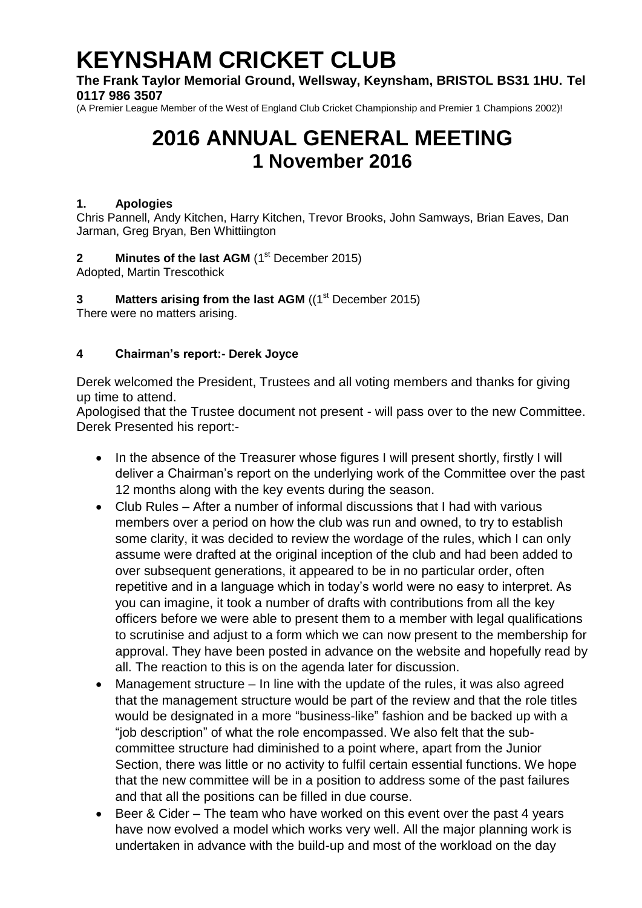# KEYNSHAM CRICKET CLUB

**The Frank Taylor Memorial Ground, Wellsway, Keynsham, BRISTOL BS31 1HU. Tel 0117 986 3507**

(A Premier League Member of the West of England Club Cricket Championship and Premier 1 Champions 2002)!

# 2016 ANNUAL GENERAL MEETING
# 1 November 2016

### 1. Apologies

Chris Pannell, Andy Kitchen, Harry Kitchen, Trevor Brooks, John Samways, Brian Eaves, Dan Jarman, Greg Bryan, Ben Whittiington

### 2 Minutes of the last AGM (1st December 2015)

Adopted, Martin Trescothick

### 3 Matters arising from the last AGM ((1st December 2015)

There were no matters arising.

### 4 Chairman's report:- Derek Joyce

Derek welcomed the President, Trustees and all voting members and thanks for giving up time to attend.

Apologised that the Trustee document not present - will pass over to the new Committee.

Derek Presented his report:-

- In the absence of the Treasurer whose figures I will present shortly, firstly I will deliver a Chairman's report on the underlying work of the Committee over the past 12 months along with the key events during the season.
- Club Rules – After a number of informal discussions that I had with various members over a period on how the club was run and owned, to try to establish some clarity, it was decided to review the wordage of the rules, which I can only assume were drafted at the original inception of the club and had been added to over subsequent generations, it appeared to be in no particular order, often repetitive and in a language which in today's world were no easy to interpret. As you can imagine, it took a number of drafts with contributions from all the key officers before we were able to present them to a member with legal qualifications to scrutinise and adjust to a form which we can now present to the membership for approval. They have been posted in advance on the website and hopefully read by all. The reaction to this is on the agenda later for discussion.
- Management structure – In line with the update of the rules, it was also agreed that the management structure would be part of the review and that the role titles would be designated in a more "business-like" fashion and be backed up with a "job description" of what the role encompassed. We also felt that the sub-committee structure had diminished to a point where, apart from the Junior Section, there was little or no activity to fulfil certain essential functions. We hope that the new committee will be in a position to address some of the past failures and that all the positions can be filled in due course.
- Beer & Cider – The team who have worked on this event over the past 4 years have now evolved a model which works very well. All the major planning work is undertaken in advance with the build-up and most of the workload on the day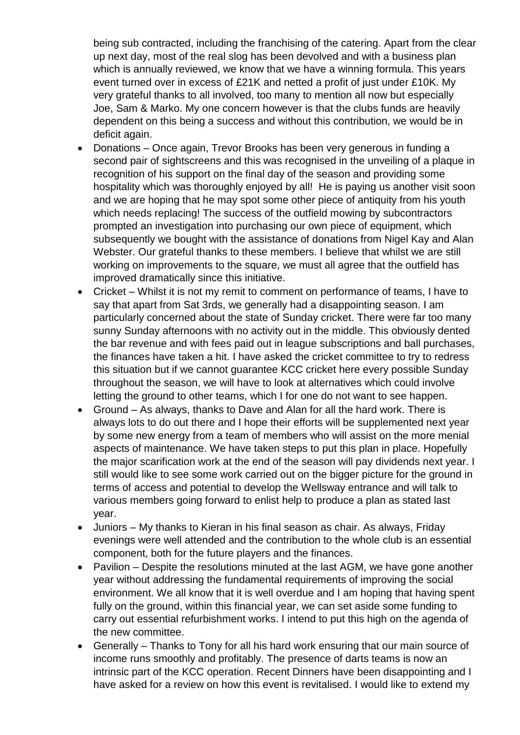being sub contracted, including the franchising of the catering. Apart from the clear up next day, most of the real slog has been devolved and with a business plan which is annually reviewed, we know that we have a winning formula. This years event turned over in excess of £21K and netted a profit of just under £10K. My very grateful thanks to all involved, too many to mention all now but especially Joe, Sam & Marko. My one concern however is that the clubs funds are heavily dependent on this being a success and without this contribution, we would be in deficit again.

- Donations – Once again, Trevor Brooks has been very generous in funding a second pair of sightscreens and this was recognised in the unveiling of a plaque in recognition of his support on the final day of the season and providing some hospitality which was thoroughly enjoyed by all! He is paying us another visit soon and we are hoping that he may spot some other piece of antiquity from his youth which needs replacing! The success of the outfield mowing by subcontractors prompted an investigation into purchasing our own piece of equipment, which subsequently we bought with the assistance of donations from Nigel Kay and Alan Webster. Our grateful thanks to these members. I believe that whilst we are still working on improvements to the square, we must all agree that the outfield has improved dramatically since this initiative.
- Cricket – Whilst it is not my remit to comment on performance of teams, I have to say that apart from Sat 3rds, we generally had a disappointing season. I am particularly concerned about the state of Sunday cricket. There were far too many sunny Sunday afternoons with no activity out in the middle. This obviously dented the bar revenue and with fees paid out in league subscriptions and ball purchases, the finances have taken a hit. I have asked the cricket committee to try to redress this situation but if we cannot guarantee KCC cricket here every possible Sunday throughout the season, we will have to look at alternatives which could involve letting the ground to other teams, which I for one do not want to see happen.
- Ground – As always, thanks to Dave and Alan for all the hard work. There is always lots to do out there and I hope their efforts will be supplemented next year by some new energy from a team of members who will assist on the more menial aspects of maintenance. We have taken steps to put this plan in place. Hopefully the major scarification work at the end of the season will pay dividends next year. I still would like to see some work carried out on the bigger picture for the ground in terms of access and potential to develop the Wellsway entrance and will talk to various members going forward to enlist help to produce a plan as stated last year.
- Juniors – My thanks to Kieran in his final season as chair. As always, Friday evenings were well attended and the contribution to the whole club is an essential component, both for the future players and the finances.
- Pavilion – Despite the resolutions minuted at the last AGM, we have gone another year without addressing the fundamental requirements of improving the social environment. We all know that it is well overdue and I am hoping that having spent fully on the ground, within this financial year, we can set aside some funding to carry out essential refurbishment works. I intend to put this high on the agenda of the new committee.
- Generally – Thanks to Tony for all his hard work ensuring that our main source of income runs smoothly and profitably. The presence of darts teams is now an intrinsic part of the KCC operation. Recent Dinners have been disappointing and I have asked for a review on how this event is revitalised. I would like to extend my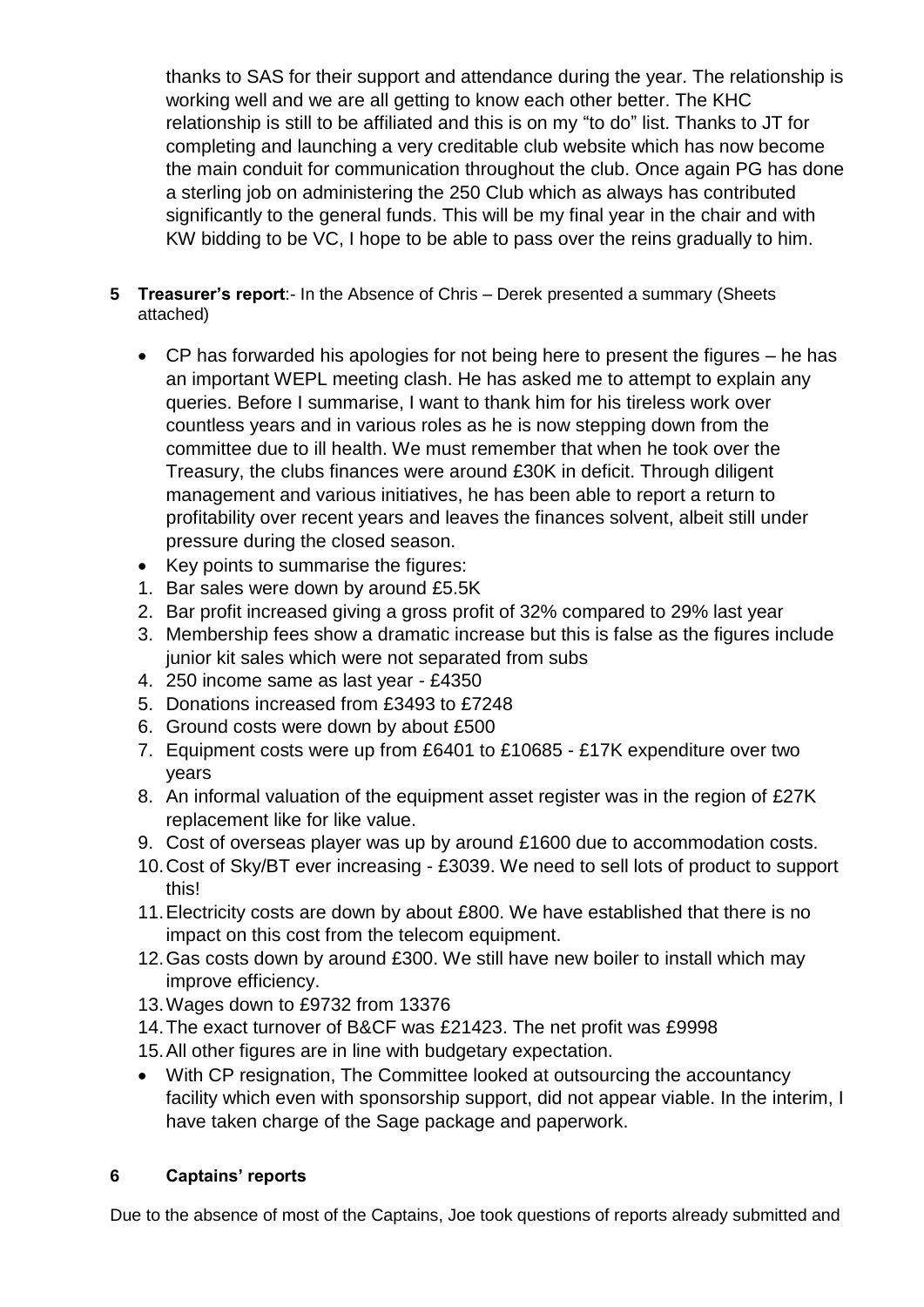thanks to SAS for their support and attendance during the year. The relationship is working well and we are all getting to know each other better. The KHC relationship is still to be affiliated and this is on my "to do" list. Thanks to JT for completing and launching a very creditable club website which has now become the main conduit for communication throughout the club. Once again PG has done a sterling job on administering the 250 Club which as always has contributed significantly to the general funds. This will be my final year in the chair and with KW bidding to be VC, I hope to be able to pass over the reins gradually to him.

**5 Treasurer's report**:- In the Absence of Chris – Derek presented a summary (Sheets attached)

- CP has forwarded his apologies for not being here to present the figures – he has an important WEPL meeting clash. He has asked me to attempt to explain any queries. Before I summarise, I want to thank him for his tireless work over countless years and in various roles as he is now stepping down from the committee due to ill health. We must remember that when he took over the Treasury, the clubs finances were around £30K in deficit. Through diligent management and various initiatives, he has been able to report a return to profitability over recent years and leaves the finances solvent, albeit still under pressure during the closed season.
- Key points to summarise the figures:

1. Bar sales were down by around £5.5K
2. Bar profit increased giving a gross profit of 32% compared to 29% last year
3. Membership fees show a dramatic increase but this is false as the figures include junior kit sales which were not separated from subs
4. 250 income same as last year - £4350
5. Donations increased from £3493 to £7248
6. Ground costs were down by about £500
7. Equipment costs were up from £6401 to £10685 - £17K expenditure over two years
8. An informal valuation of the equipment asset register was in the region of £27K replacement like for like value.
9. Cost of overseas player was up by around £1600 due to accommodation costs.
10. Cost of Sky/BT ever increasing - £3039. We need to sell lots of product to support this!
11. Electricity costs are down by about £800. We have established that there is no impact on this cost from the telecom equipment.
12. Gas costs down by around £300. We still have new boiler to install which may improve efficiency.
13. Wages down to £9732 from 13376
14. The exact turnover of B&CF was £21423. The net profit was £9998
15. All other figures are in line with budgetary expectation.

- With CP resignation, The Committee looked at outsourcing the accountancy facility which even with sponsorship support, did not appear viable. In the interim, I have taken charge of the Sage package and paperwork.

**6 Captains' reports**

Due to the absence of most of the Captains, Joe took questions of reports already submitted and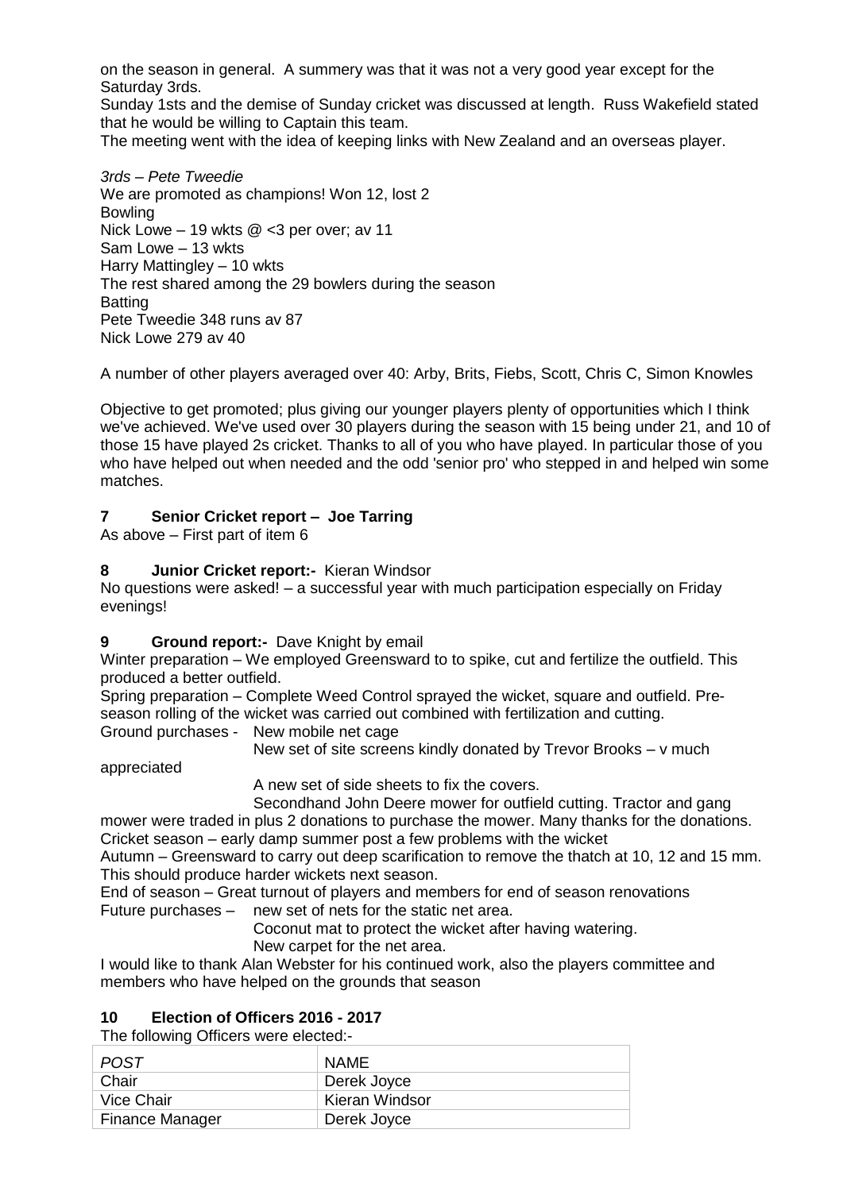on the season in general. A summery was that it was not a very good year except for the Saturday 3rds.

Sunday 1sts and the demise of Sunday cricket was discussed at length. Russ Wakefield stated that he would be willing to Captain this team.

The meeting went with the idea of keeping links with New Zealand and an overseas player.

*3rds – Pete Tweedie*

We are promoted as champions! Won 12, lost 2

Bowling

Nick Lowe – 19 wkts @ <3 per over; av 11

Sam Lowe – 13 wkts

Harry Mattingley – 10 wkts

The rest shared among the 29 bowlers during the season

Batting

Pete Tweedie 348 runs av 87

Nick Lowe 279 av 40

A number of other players averaged over 40: Arby, Brits, Fiebs, Scott, Chris C, Simon Knowles

Objective to get promoted; plus giving our younger players plenty of opportunities which I think we've achieved. We've used over 30 players during the season with 15 being under 21, and 10 of those 15 have played 2s cricket. Thanks to all of you who have played. In particular those of you who have helped out when needed and the odd 'senior pro' who stepped in and helped win some matches.

## 7 Senior Cricket report – Joe Tarring

As above – First part of item 6

## 8 Junior Cricket report:- Kieran Windsor

No questions were asked! – a successful year with much participation especially on Friday evenings!

## 9 Ground report:- Dave Knight by email

Winter preparation – We employed Greensward to to spike, cut and fertilize the outfield. This produced a better outfield.

Spring preparation – Complete Weed Control sprayed the wicket, square and outfield. Pre-season rolling of the wicket was carried out combined with fertilization and cutting.

Ground purchases -
- New mobile net cage
- New set of site screens kindly donated by Trevor Brooks – v much appreciated
- A new set of side sheets to fix the covers.
- Secondhand John Deere mower for outfield cutting. Tractor and gang mower were traded in plus 2 donations to purchase the mower. Many thanks for the donations.

Cricket season – early damp summer post a few problems with the wicket

Autumn – Greensward to carry out deep scarification to remove the thatch at 10, 12 and 15 mm. This should produce harder wickets next season.

End of season – Great turnout of players and members for end of season renovations

Future purchases –
- new set of nets for the static net area.
- Coconut mat to protect the wicket after having watering.
- New carpet for the net area.

I would like to thank Alan Webster for his continued work, also the players committee and members who have helped on the grounds that season

## 10 Election of Officers 2016 - 2017

The following Officers were elected:-

| *POST* | NAME |
|---|---|
| Chair | Derek Joyce |
| Vice Chair | Kieran Windsor |
| Finance Manager | Derek Joyce |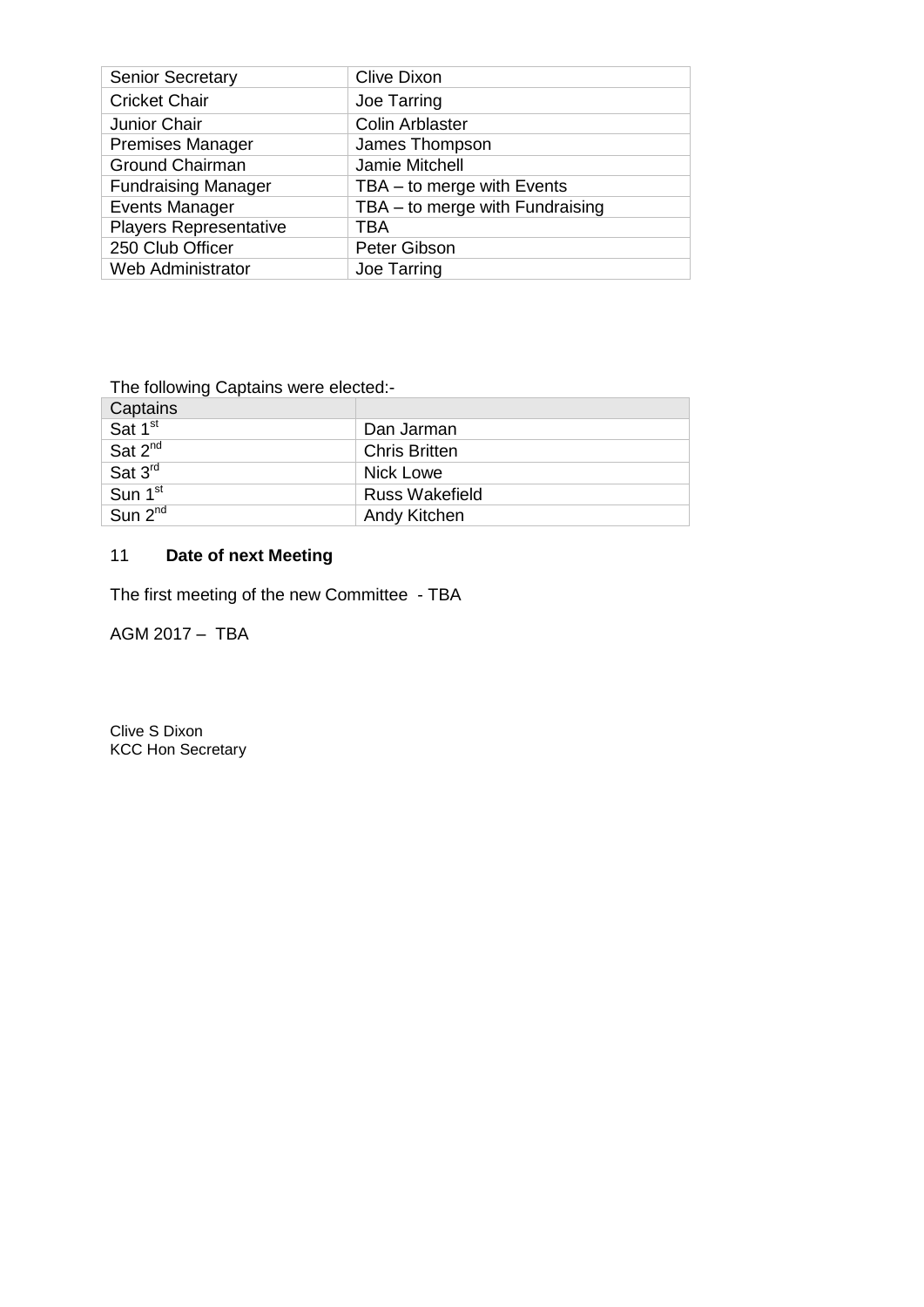| | |
|---|---|
| Senior Secretary | Clive Dixon |
| Cricket Chair | Joe Tarring |
| Junior Chair | Colin Arblaster |
| Premises Manager | James Thompson |
| Ground Chairman | Jamie Mitchell |
| Fundraising Manager | TBA – to merge with Events |
| Events Manager | TBA – to merge with Fundraising |
| Players Representative | TBA |
| 250 Club Officer | Peter Gibson |
| Web Administrator | Joe Tarring |

The following Captains were elected:-

| Captains | |
|---|---|
| Sat 1st | Dan Jarman |
| Sat 2nd | Chris Britten |
| Sat 3rd | Nick Lowe |
| Sun 1st | Russ Wakefield |
| Sun 2nd | Andy Kitchen |

## 11 **Date of next Meeting**

The first meeting of the new Committee - TBA

AGM 2017 – TBA

Clive S Dixon
KCC Hon Secretary